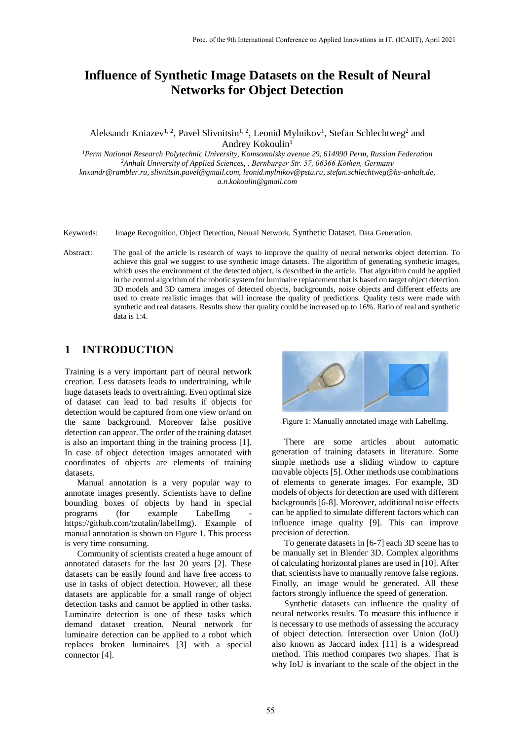# Influence of Synthetic Image Datasets on the Result of Neural Networks for Object Detection

Aleksandr Kniazev[1, 2], Pavel Slivnitsin[1, 2], Leonid Mylnikov[1], Stefan Schlechtweg[2] and Andrey Kokoulin[1]

[1]*Perm National Research Polytechnic University, Komsomolsky avenue 29, 614990 Perm, Russian Federation*
[2]*Anhalt University of Applied Sciences, , Bernburger Str. 57, 06366 Köthen, Germany*
*knxandr@rambler.ru, slivnitsin.pavel@gmail.com, leonid.mylnikov@pstu.ru, stefan.schlechtweg@hs-anhalt.de, a.n.kokoulin@gmail.com*

Keywords: Image Recognition, Object Detection, Neural Network, Synthetic Dataset, Data Generation.

Abstract: The goal of the article is research of ways to improve the quality of neural networks object detection. To achieve this goal we suggest to use synthetic image datasets. The algorithm of generating synthetic images, which uses the environment of the detected object, is described in the article. That algorithm could be applied in the control algorithm of the robotic system for luminaire replacement that is based on target object detection. 3D models and 3D camera images of detected objects, backgrounds, noise objects and different effects are used to create realistic images that will increase the quality of predictions. Quality tests were made with synthetic and real datasets. Results show that quality could be increased up to 16%. Ratio of real and synthetic data is 1:4.

## 1 INTRODUCTION

Training is a very important part of neural network creation. Less datasets leads to undertraining, while huge datasets leads to overtraining. Even optimal size of dataset can lead to bad results if objects for detection would be captured from one view or/and on the same background. Moreover false positive detection can appear. The order of the training dataset is also an important thing in the training process [1]. In case of object detection images annotated with coordinates of objects are elements of training datasets.

Manual annotation is a very popular way to annotate images presently. Scientists have to define bounding boxes of objects by hand in special programs (for example LabelImg - https://github.com/tzutalin/labelImg). Example of manual annotation is shown on Figure 1. This process is very time consuming.

Community of scientists created a huge amount of annotated datasets for the last 20 years [2]. These datasets can be easily found and have free access to use in tasks of object detection. However, all these datasets are applicable for a small range of object detection tasks and cannot be applied in other tasks. Luminaire detection is one of these tasks which demand dataset creation. Neural network for luminaire detection can be applied to a robot which replaces broken luminaires [3] with a special connector [4].

Figure 1: Manually annotated image with LabelImg.

There are some articles about automatic generation of training datasets in literature. Some simple methods use a sliding window to capture movable objects [5]. Other methods use combinations of elements to generate images. For example, 3D models of objects for detection are used with different backgrounds [6-8]. Moreover, additional noise effects can be applied to simulate different factors which can influence image quality [9]. This can improve precision of detection.

To generate datasets in [6-7] each 3D scene has to be manually set in Blender 3D. Complex algorithms of calculating horizontal planes are used in [10]. After that, scientists have to manually remove false regions. Finally, an image would be generated. All these factors strongly influence the speed of generation.

Synthetic datasets can influence the quality of neural networks results. To measure this influence it is necessary to use methods of assessing the accuracy of object detection. Intersection over Union (IoU) also known as Jaccard index [11] is a widespread method. This method compares two shapes. That is why IoU is invariant to the scale of the object in the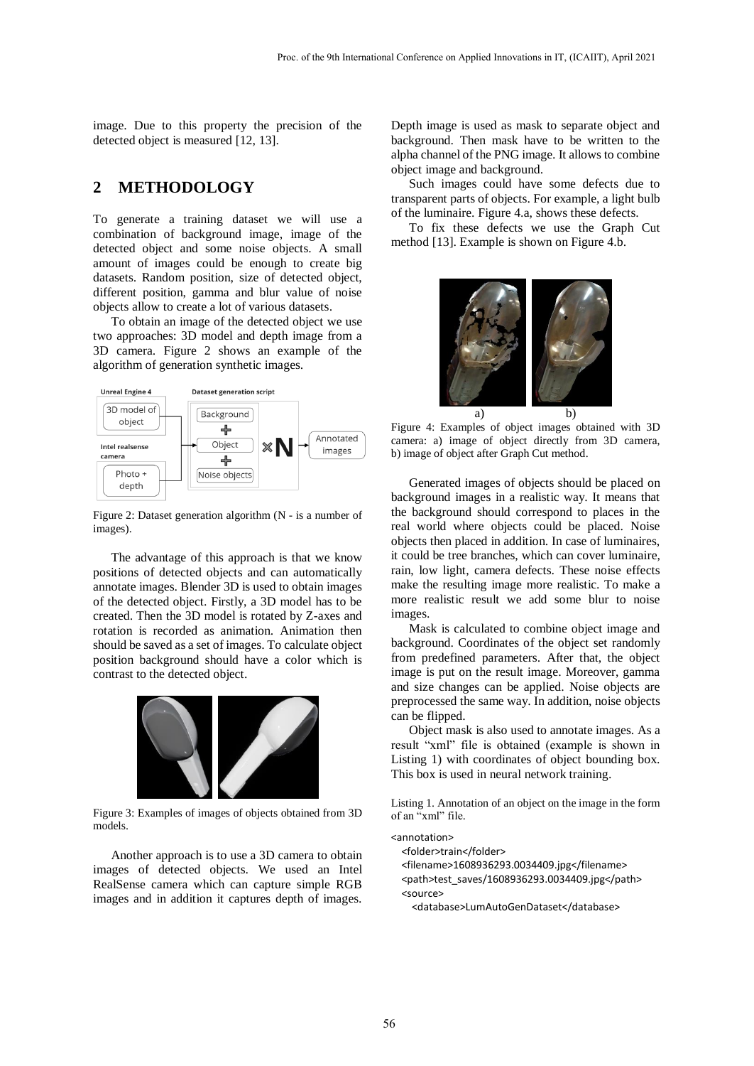image. Due to this property the precision of the detected object is measured [12, 13].

## 2 METHODOLOGY

To generate a training dataset we will use a combination of background image, image of the detected object and some noise objects. A small amount of images could be enough to create big datasets. Random position, size of detected object, different position, gamma and blur value of noise objects allow to create a lot of various datasets.

To obtain an image of the detected object we use two approaches: 3D model and depth image from a 3D camera. Figure 2 shows an example of the algorithm of generation synthetic images.

Unreal Engine 4
3D model of object
Intel realsense camera
Photo + depth
Dataset generation script
Background
Object
Noise objects
×N
Annotated images

Figure 2: Dataset generation algorithm (N - is a number of images).

The advantage of this approach is that we know positions of detected objects and can automatically annotate images. Blender 3D is used to obtain images of the detected object. Firstly, a 3D model has to be created. Then the 3D model is rotated by Z-axes and rotation is recorded as animation. Animation then should be saved as a set of images. To calculate object position background should have a color which is contrast to the detected object.

Figure 3: Examples of images of objects obtained from 3D models.

Another approach is to use a 3D camera to obtain images of detected objects. We used an Intel RealSense camera which can capture simple RGB images and in addition it captures depth of images. Depth image is used as mask to separate object and background. Then mask have to be written to the alpha channel of the PNG image. It allows to combine object image and background.

Such images could have some defects due to transparent parts of objects. For example, a light bulb of the luminaire. Figure 4.a, shows these defects.

To fix these defects we use the Graph Cut method [13]. Example is shown on Figure 4.b.

a) b)

Figure 4: Examples of object images obtained with 3D camera: a) image of object directly from 3D camera, b) image of object after Graph Cut method.

Generated images of objects should be placed on background images in a realistic way. It means that the background should correspond to places in the real world where objects could be placed. Noise objects then placed in addition. In case of luminaires, it could be tree branches, which can cover luminaire, rain, low light, camera defects. These noise effects make the resulting image more realistic. To make a more realistic result we add some blur to noise images.

Mask is calculated to combine object image and background. Coordinates of the object set randomly from predefined parameters. After that, the object image is put on the result image. Moreover, gamma and size changes can be applied. Noise objects are preprocessed the same way. In addition, noise objects can be flipped.

Object mask is also used to annotate images. As a result "xml" file is obtained (example is shown in Listing 1) with coordinates of object bounding box. This box is used in neural network training.

Listing 1. Annotation of an object on the image in the form of an "xml" file.

```
<annotation>
  <folder>train</folder>
  <filename>1608936293.0034409.jpg</filename>
  <path>test_saves/1608936293.0034409.jpg</path>
  <source>
    <database>LumAutoGenDataset</database>
```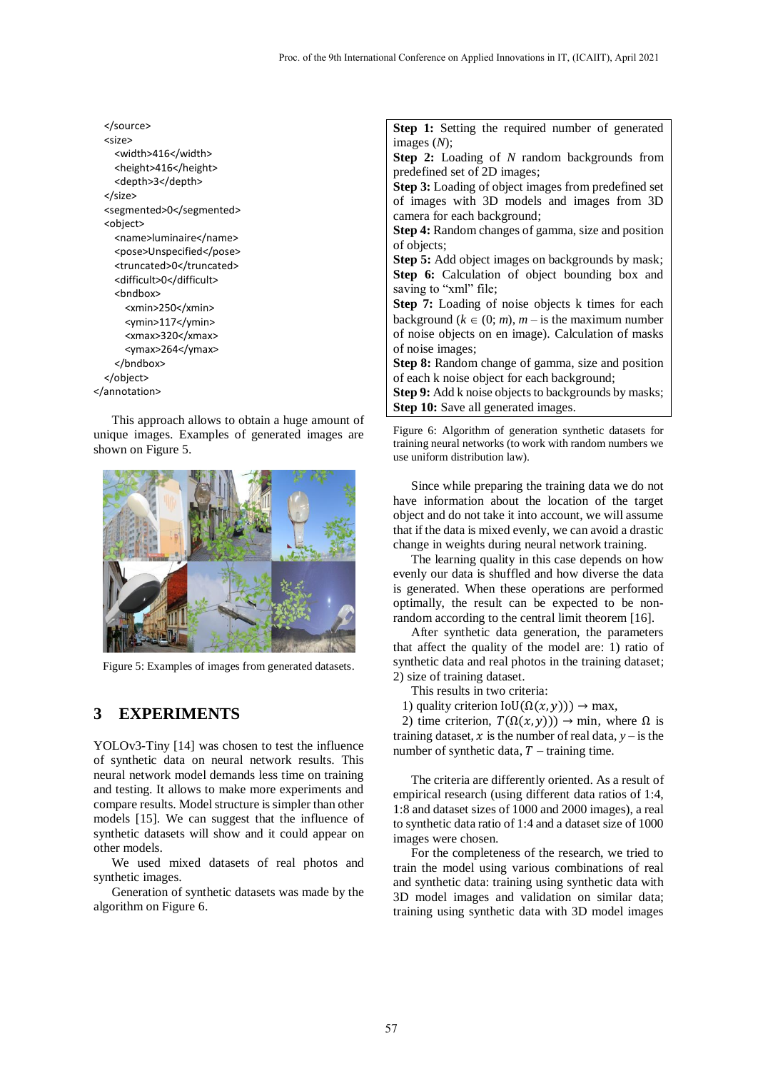```
    </source>
    <size>
        <width>416</width>
        <height>416</height>
        <depth>3</depth>
    </size>
    <segmented>0</segmented>
    <object>
        <name>luminaire</name>
        <pose>Unspecified</pose>
        <truncated>0</truncated>
        <difficult>0</difficult>
        <bndbox>
            <xmin>250</xmin>
            <ymin>117</ymin>
            <xmax>320</xmax>
            <ymax>264</ymax>
        </bndbox>
    </object>
</annotation>
```

This approach allows to obtain a huge amount of unique images. Examples of generated images are shown on Figure 5.

Figure 5: Examples of images from generated datasets.

## 3 EXPERIMENTS

YOLOv3-Tiny [14] was chosen to test the influence of synthetic data on neural network results. This neural network model demands less time on training and testing. It allows to make more experiments and compare results. Model structure is simpler than other models [15]. We can suggest that the influence of synthetic datasets will show and it could appear on other models.

We used mixed datasets of real photos and synthetic images.

Generation of synthetic datasets was made by the algorithm on Figure 6.

**Step 1:** Setting the required number of generated images ($N$);
**Step 2:** Loading of $N$ random backgrounds from predefined set of 2D images;
**Step 3:** Loading of object images from predefined set of images with 3D models and images from 3D camera for each background;
**Step 4:** Random changes of gamma, size and position of objects;
**Step 5:** Add object images on backgrounds by mask;
**Step 6:** Calculation of object bounding box and saving to "xml" file;
**Step 7:** Loading of noise objects k times for each background ($k \in (0; m)$, $m$ – is the maximum number of noise objects on en image). Calculation of masks of noise images;
**Step 8:** Random change of gamma, size and position of each k noise object for each background;
**Step 9:** Add k noise objects to backgrounds by masks;
**Step 10:** Save all generated images.

Figure 6: Algorithm of generation synthetic datasets for training neural networks (to work with random numbers we use uniform distribution law).

Since while preparing the training data we do not have information about the location of the target object and do not take it into account, we will assume that if the data is mixed evenly, we can avoid a drastic change in weights during neural network training.

The learning quality in this case depends on how evenly our data is shuffled and how diverse the data is generated. When these operations are performed optimally, the result can be expected to be non-random according to the central limit theorem [16].

After synthetic data generation, the parameters that affect the quality of the model are: 1) ratio of synthetic data and real photos in the training dataset; 2) size of training dataset.

This results in two criteria:

1) quality criterion $\text{IoU}(\Omega(x, y))) \rightarrow \max$,

2) time criterion, $T(\Omega(x, y))) \rightarrow \min$, where $\Omega$ is training dataset, $x$ is the number of real data, $y$ – is the number of synthetic data, $T$ – training time.

The criteria are differently oriented. As a result of empirical research (using different data ratios of 1:4, 1:8 and dataset sizes of 1000 and 2000 images), a real to synthetic data ratio of 1:4 and a dataset size of 1000 images were chosen.

For the completeness of the research, we tried to train the model using various combinations of real and synthetic data: training using synthetic data with 3D model images and validation on similar data; training using synthetic data with 3D model images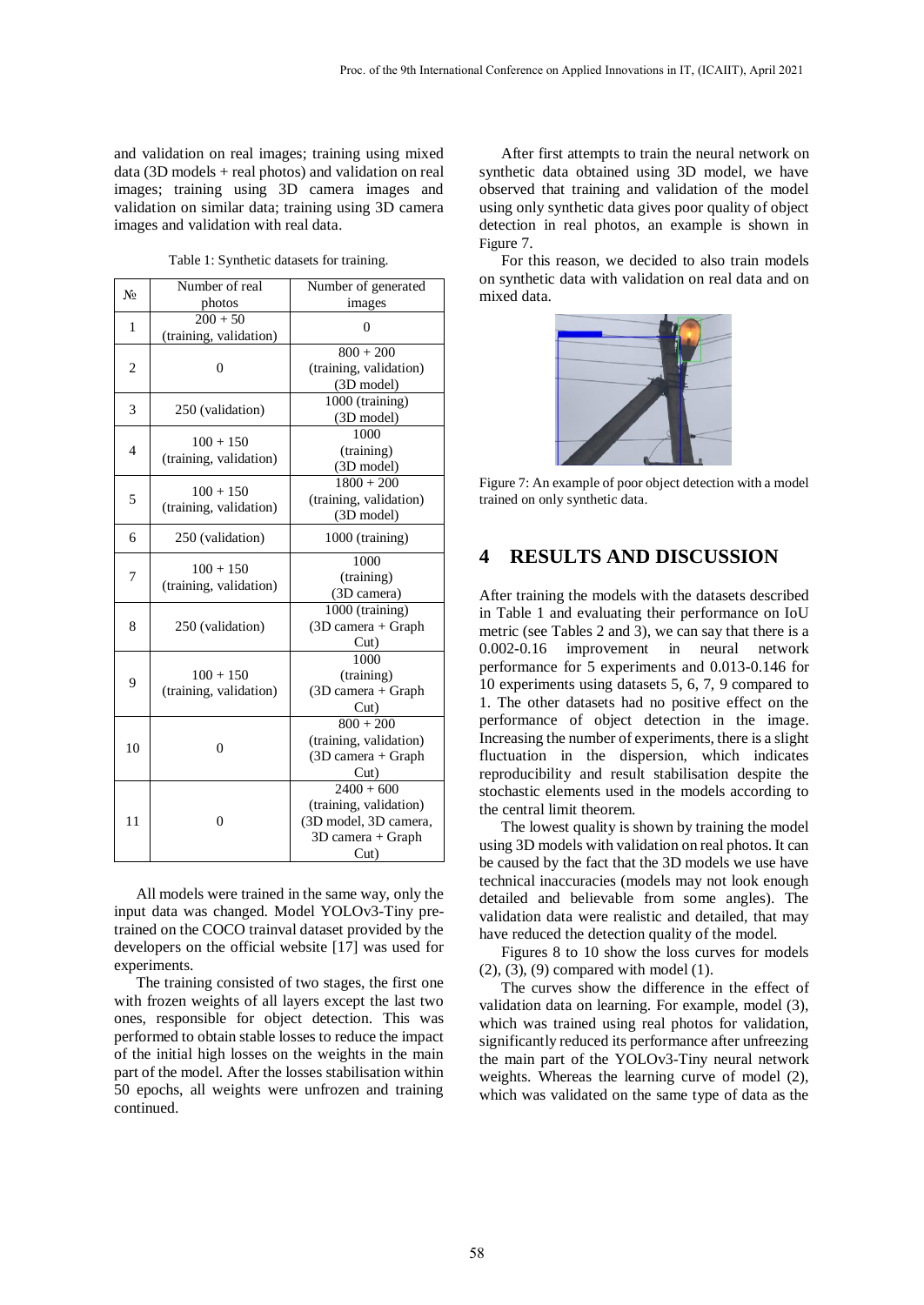and validation on real images; training using mixed data (3D models + real photos) and validation on real images; training using 3D camera images and validation on similar data; training using 3D camera images and validation with real data.

Table 1: Synthetic datasets for training.

| № | Number of real photos | Number of generated images |
|---|---|---|
| 1 | 200 + 50 (training, validation) | 0 |
| 2 | 0 | 800 + 200 (training, validation) (3D model) |
| 3 | 250 (validation) | 1000 (training) (3D model) |
| 4 | 100 + 150 (training, validation) | 1000 (training) (3D model) |
| 5 | 100 + 150 (training, validation) | 1800 + 200 (training, validation) (3D model) |
| 6 | 250 (validation) | 1000 (training) |
| 7 | 100 + 150 (training, validation) | 1000 (training) (3D camera) |
| 8 | 250 (validation) | 1000 (training) (3D camera + Graph Cut) |
| 9 | 100 + 150 (training, validation) | 1000 (training) (3D camera + Graph Cut) |
| 10 | 0 | 800 + 200 (training, validation) (3D camera + Graph Cut) |
| 11 | 0 | 2400 + 600 (training, validation) (3D model, 3D camera, 3D camera + Graph Cut) |

All models were trained in the same way, only the input data was changed. Model YOLOv3-Tiny pre-trained on the COCO trainval dataset provided by the developers on the official website [17] was used for experiments.

The training consisted of two stages, the first one with frozen weights of all layers except the last two ones, responsible for object detection. This was performed to obtain stable losses to reduce the impact of the initial high losses on the weights in the main part of the model. After the losses stabilisation within 50 epochs, all weights were unfrozen and training continued.

After first attempts to train the neural network on synthetic data obtained using 3D model, we have observed that training and validation of the model using only synthetic data gives poor quality of object detection in real photos, an example is shown in Figure 7.

For this reason, we decided to also train models on synthetic data with validation on real data and on mixed data.

Figure 7: An example of poor object detection with a model trained on only synthetic data.

## 4 RESULTS AND DISCUSSION

After training the models with the datasets described in Table 1 and evaluating their performance on IoU metric (see Tables 2 and 3), we can say that there is a 0.002-0.16 improvement in neural network performance for 5 experiments and 0.013-0.146 for 10 experiments using datasets 5, 6, 7, 9 compared to 1. The other datasets had no positive effect on the performance of object detection in the image. Increasing the number of experiments, there is a slight fluctuation in the dispersion, which indicates reproducibility and result stabilisation despite the stochastic elements used in the models according to the central limit theorem.

The lowest quality is shown by training the model using 3D models with validation on real photos. It can be caused by the fact that the 3D models we use have technical inaccuracies (models may not look enough detailed and believable from some angles). The validation data were realistic and detailed, that may have reduced the detection quality of the model.

Figures 8 to 10 show the loss curves for models (2), (3), (9) compared with model (1).

The curves show the difference in the effect of validation data on learning. For example, model (3), which was trained using real photos for validation, significantly reduced its performance after unfreezing the main part of the YOLOv3-Tiny neural network weights. Whereas the learning curve of model (2), which was validated on the same type of data as the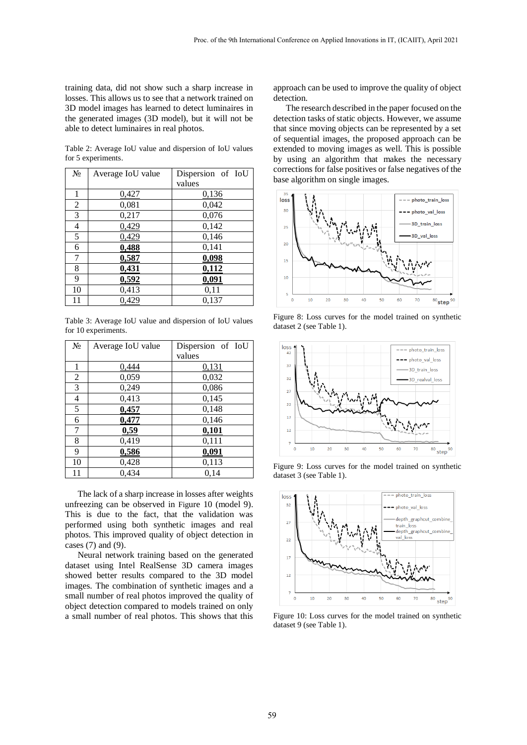training data, did not show such a sharp increase in losses. This allows us to see that a network trained on 3D model images has learned to detect luminaires in the generated images (3D model), but it will not be able to detect luminaires in real photos.

Table 2: Average IoU value and dispersion of IoU values for 5 experiments.

| № | Average IoU value | Dispersion of IoU values |
|---|---|---|
| 1 | 0,427 | 0,136 |
| 2 | 0,081 | 0,042 |
| 3 | 0,217 | 0,076 |
| 4 | 0,429 | 0,142 |
| 5 | 0,429 | 0,146 |
| 6 | **0,488** | 0,141 |
| 7 | **0,587** | **0,098** |
| 8 | **0,431** | **0,112** |
| 9 | **0,592** | **0,091** |
| 10 | 0,413 | 0,11 |
| 11 | 0,429 | 0,137 |

Table 3: Average IoU value and dispersion of IoU values for 10 experiments.

| № | Average IoU value | Dispersion of IoU values |
|---|---|---|
| 1 | 0,444 | 0,131 |
| 2 | 0,059 | 0,032 |
| 3 | 0,249 | 0,086 |
| 4 | 0,413 | 0,145 |
| 5 | **0,457** | 0,148 |
| 6 | **0,477** | 0,146 |
| 7 | **0,59** | **0,101** |
| 8 | 0,419 | 0,111 |
| 9 | **0,586** | **0,091** |
| 10 | 0,428 | 0,113 |
| 11 | 0,434 | 0,14 |

The lack of a sharp increase in losses after weights unfreezing can be observed in Figure 10 (model 9). This is due to the fact, that the validation was performed using both synthetic images and real photos. This improved quality of object detection in cases (7) and (9).

Neural network training based on the generated dataset using Intel RealSense 3D camera images showed better results compared to the 3D model images. The combination of synthetic images and a small number of real photos improved the quality of object detection compared to models trained on only a small number of real photos. This shows that this approach can be used to improve the quality of object detection.

The research described in the paper focused on the detection tasks of static objects. However, we assume that since moving objects can be represented by a set of sequential images, the proposed approach can be extended to moving images as well. This is possible by using an algorithm that makes the necessary corrections for false positives or false negatives of the base algorithm on single images.

loss
step
photo_train_loss
photo_val_loss
3D_train_loss
3D_val_loss

Figure 8: Loss curves for the model trained on synthetic dataset 2 (see Table 1).

loss
step
photo_train_loss
photo_val_loss
3D_train_loss
3D_realval_loss

Figure 9: Loss curves for the model trained on synthetic dataset 3 (see Table 1).

loss
step
photo_train_loss
photo_val_loss
depth_graphcut_combine_train_loss
depth_graphcut_combine_val_loss

Figure 10: Loss curves for the model trained on synthetic dataset 9 (see Table 1).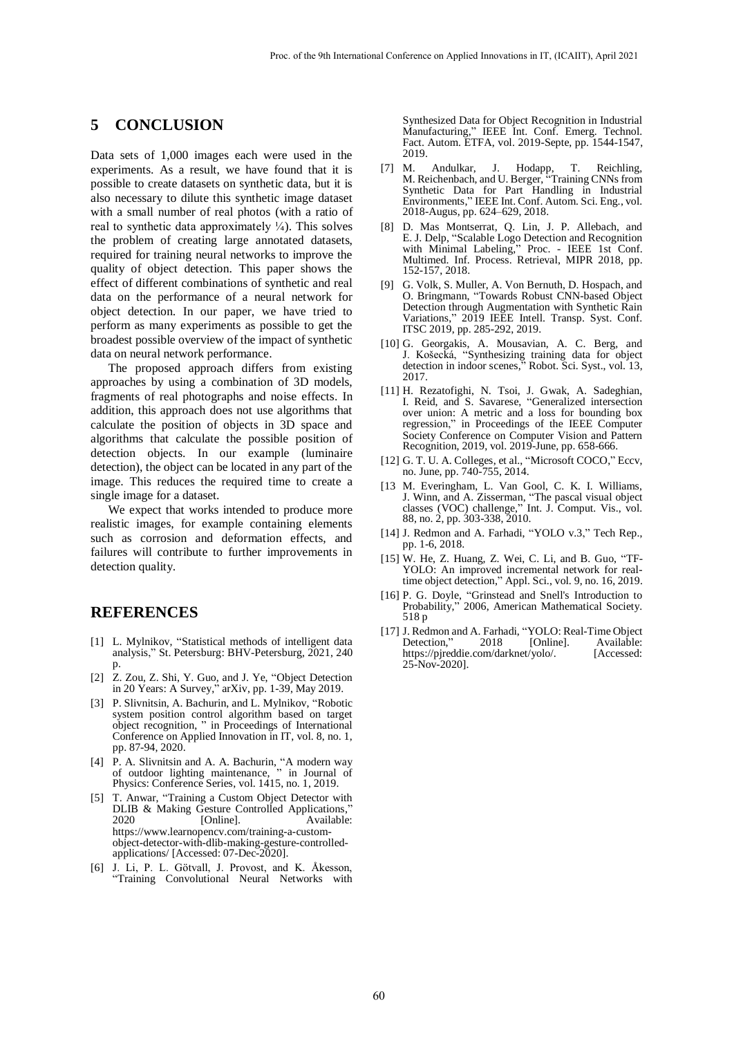## 5 CONCLUSION

Data sets of 1,000 images each were used in the experiments. As a result, we have found that it is possible to create datasets on synthetic data, but it is also necessary to dilute this synthetic image dataset with a small number of real photos (with a ratio of real to synthetic data approximately ¼). This solves the problem of creating large annotated datasets, required for training neural networks to improve the quality of object detection. This paper shows the effect of different combinations of synthetic and real data on the performance of a neural network for object detection. In our paper, we have tried to perform as many experiments as possible to get the broadest possible overview of the impact of synthetic data on neural network performance.

The proposed approach differs from existing approaches by using a combination of 3D models, fragments of real photographs and noise effects. In addition, this approach does not use algorithms that calculate the position of objects in 3D space and algorithms that calculate the possible position of detection objects. In our example (luminaire detection), the object can be located in any part of the image. This reduces the required time to create a single image for a dataset.

We expect that works intended to produce more realistic images, for example containing elements such as corrosion and deformation effects, and failures will contribute to further improvements in detection quality.

## REFERENCES

[1] L. Mylnikov, "Statistical methods of intelligent data analysis," St. Petersburg: BHV-Petersburg, 2021, 240 p.

[2] Z. Zou, Z. Shi, Y. Guo, and J. Ye, "Object Detection in 20 Years: A Survey," arXiv, pp. 1-39, May 2019.

[3] P. Slivnitsin, A. Bachurin, and L. Mylnikov, "Robotic system position control algorithm based on target object recognition, " in Proceedings of International Conference on Applied Innovation in IT, vol. 8, no. 1, pp. 87-94, 2020.

[4] P. A. Slivnitsin and A. A. Bachurin, "A modern way of outdoor lighting maintenance, " in Journal of Physics: Conference Series, vol. 1415, no. 1, 2019.

[5] T. Anwar, "Training a Custom Object Detector with DLIB & Making Gesture Controlled Applications," 2020 [Online]. Available: https://www.learnopencv.com/training-a-custom-object-detector-with-dlib-making-gesture-controlled-applications/ [Accessed: 07-Dec-2020].

[6] J. Li, P. L. Götvall, J. Provost, and K. Åkesson, "Training Convolutional Neural Networks with Synthesized Data for Object Recognition in Industrial Manufacturing," IEEE Int. Conf. Emerg. Technol. Fact. Autom. ETFA, vol. 2019-Septe, pp. 1544-1547, 2019.

[7] M. Andulkar, J. Hodapp, T. Reichling, M. Reichenbach, and U. Berger, "Training CNNs from Synthetic Data for Part Handling in Industrial Environments," IEEE Int. Conf. Autom. Sci. Eng., vol. 2018-Augus, pp. 624–629, 2018.

[8] D. Mas Montserrat, Q. Lin, J. P. Allebach, and E. J. Delp, "Scalable Logo Detection and Recognition with Minimal Labeling," Proc. - IEEE 1st Conf. Multimed. Inf. Process. Retrieval, MIPR 2018, pp. 152-157, 2018.

[9] G. Volk, S. Muller, A. Von Bernuth, D. Hospach, and O. Bringmann, "Towards Robust CNN-based Object Detection through Augmentation with Synthetic Rain Variations," 2019 IEEE Intell. Transp. Syst. Conf. ITSC 2019, pp. 285-292, 2019.

[10] G. Georgakis, A. Mousavian, A. C. Berg, and J. Košecká, "Synthesizing training data for object detection in indoor scenes," Robot. Sci. Syst., vol. 13, 2017.

[11] H. Rezatofighi, N. Tsoi, J. Gwak, A. Sadeghian, I. Reid, and S. Savarese, "Generalized intersection over union: A metric and a loss for bounding box regression," in Proceedings of the IEEE Computer Society Conference on Computer Vision and Pattern Recognition, 2019, vol. 2019-June, pp. 658-666.

[12] G. T. U. A. Colleges, et al., "Microsoft COCO," Eccv, no. June, pp. 740-755, 2014.

[13 M. Everingham, L. Van Gool, C. K. I. Williams, J. Winn, and A. Zisserman, "The pascal visual object classes (VOC) challenge," Int. J. Comput. Vis., vol. 88, no. 2, pp. 303-338, 2010.

[14] J. Redmon and A. Farhadi, "YOLO v.3," Tech Rep., pp. 1-6, 2018.

[15] W. He, Z. Huang, Z. Wei, C. Li, and B. Guo, "TF-YOLO: An improved incremental network for real-time object detection," Appl. Sci., vol. 9, no. 16, 2019.

[16] P. G. Doyle, "Grinstead and Snell's Introduction to Probability," 2006, American Mathematical Society. 518 p

[17] J. Redmon and A. Farhadi, "YOLO: Real-Time Object Detection," 2018 [Online]. Available: https://pjreddie.com/darknet/yolo/. [Accessed: 25-Nov-2020].